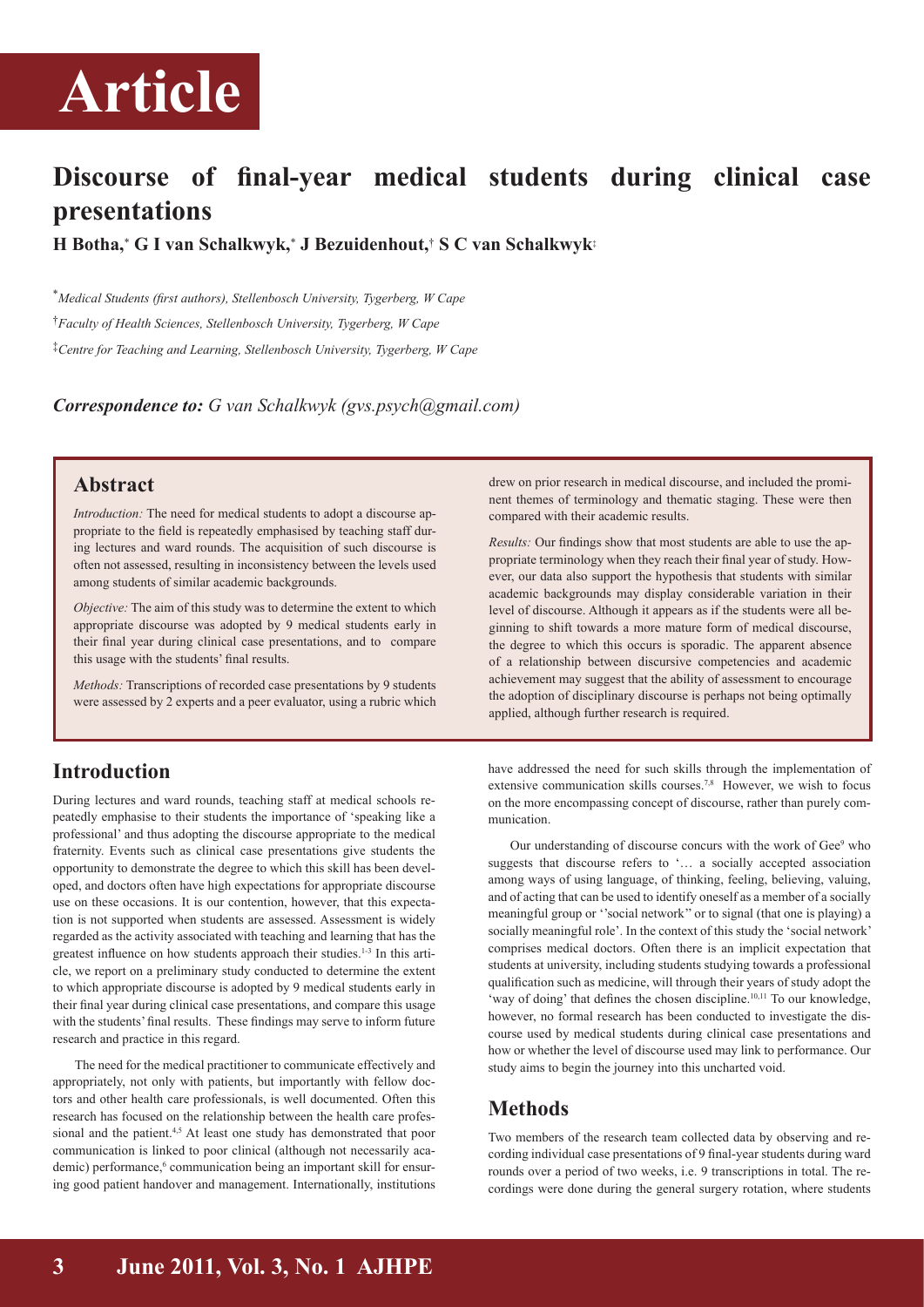# Article

## Discourse of final-year medical students during clinical case presentations

**H Botha,[*] G I van Schalkwyk,[*] J Bezuidenhout,[†] S C van Schalkwyk[‡]**

[*] *Medical Students (first authors), Stellenbosch University, Tygerberg, W Cape*

[†] *Faculty of Health Sciences, Stellenbosch University, Tygerberg, W Cape*

[‡] *Centre for Teaching and Learning, Stellenbosch University, Tygerberg, W Cape*

***Correspondence to:*** *G van Schalkwyk (gvs.psych@gmail.com)*

### Abstract

*Introduction:* The need for medical students to adopt a discourse appropriate to the field is repeatedly emphasised by teaching staff during lectures and ward rounds. The acquisition of such discourse is often not assessed, resulting in inconsistency between the levels used among students of similar academic backgrounds.

*Objective:* The aim of this study was to determine the extent to which appropriate discourse was adopted by 9 medical students early in their final year during clinical case presentations, and to compare this usage with the students' final results.

*Methods:* Transcriptions of recorded case presentations by 9 students were assessed by 2 experts and a peer evaluator, using a rubric which drew on prior research in medical discourse, and included the prominent themes of terminology and thematic staging. These were then compared with their academic results.

*Results:* Our findings show that most students are able to use the appropriate terminology when they reach their final year of study. However, our data also support the hypothesis that students with similar academic backgrounds may display considerable variation in their level of discourse. Although it appears as if the students were all beginning to shift towards a more mature form of medical discourse, the degree to which this occurs is sporadic. The apparent absence of a relationship between discursive competencies and academic achievement may suggest that the ability of assessment to encourage the adoption of disciplinary discourse is perhaps not being optimally applied, although further research is required.

## Introduction

During lectures and ward rounds, teaching staff at medical schools repeatedly emphasise to their students the importance of 'speaking like a professional' and thus adopting the discourse appropriate to the medical fraternity. Events such as clinical case presentations give students the opportunity to demonstrate the degree to which this skill has been developed, and doctors often have high expectations for appropriate discourse use on these occasions. It is our contention, however, that this expectation is not supported when students are assessed. Assessment is widely regarded as the activity associated with teaching and learning that has the greatest influence on how students approach their studies.[1-3] In this article, we report on a preliminary study conducted to determine the extent to which appropriate discourse is adopted by 9 medical students early in their final year during clinical case presentations, and compare this usage with the students' final results. These findings may serve to inform future research and practice in this regard.

The need for the medical practitioner to communicate effectively and appropriately, not only with patients, but importantly with fellow doctors and other health care professionals, is well documented. Often this research has focused on the relationship between the health care professional and the patient.[4,5] At least one study has demonstrated that poor communication is linked to poor clinical (although not necessarily academic) performance,[6] communication being an important skill for ensuring good patient handover and management. Internationally, institutions have addressed the need for such skills through the implementation of extensive communication skills courses.[7,8] However, we wish to focus on the more encompassing concept of discourse, rather than purely communication.

Our understanding of discourse concurs with the work of Gee[9] who suggests that discourse refers to '… a socially accepted association among ways of using language, of thinking, feeling, believing, valuing, and of acting that can be used to identify oneself as a member of a socially meaningful group or ''social network'' or to signal (that one is playing) a socially meaningful role'. In the context of this study the 'social network' comprises medical doctors. Often there is an implicit expectation that students at university, including students studying towards a professional qualification such as medicine, will through their years of study adopt the 'way of doing' that defines the chosen discipline.[10,11] To our knowledge, however, no formal research has been conducted to investigate the discourse used by medical students during clinical case presentations and how or whether the level of discourse used may link to performance. Our study aims to begin the journey into this uncharted void.

## Methods

Two members of the research team collected data by observing and recording individual case presentations of 9 final-year students during ward rounds over a period of two weeks, i.e. 9 transcriptions in total. The recordings were done during the general surgery rotation, where students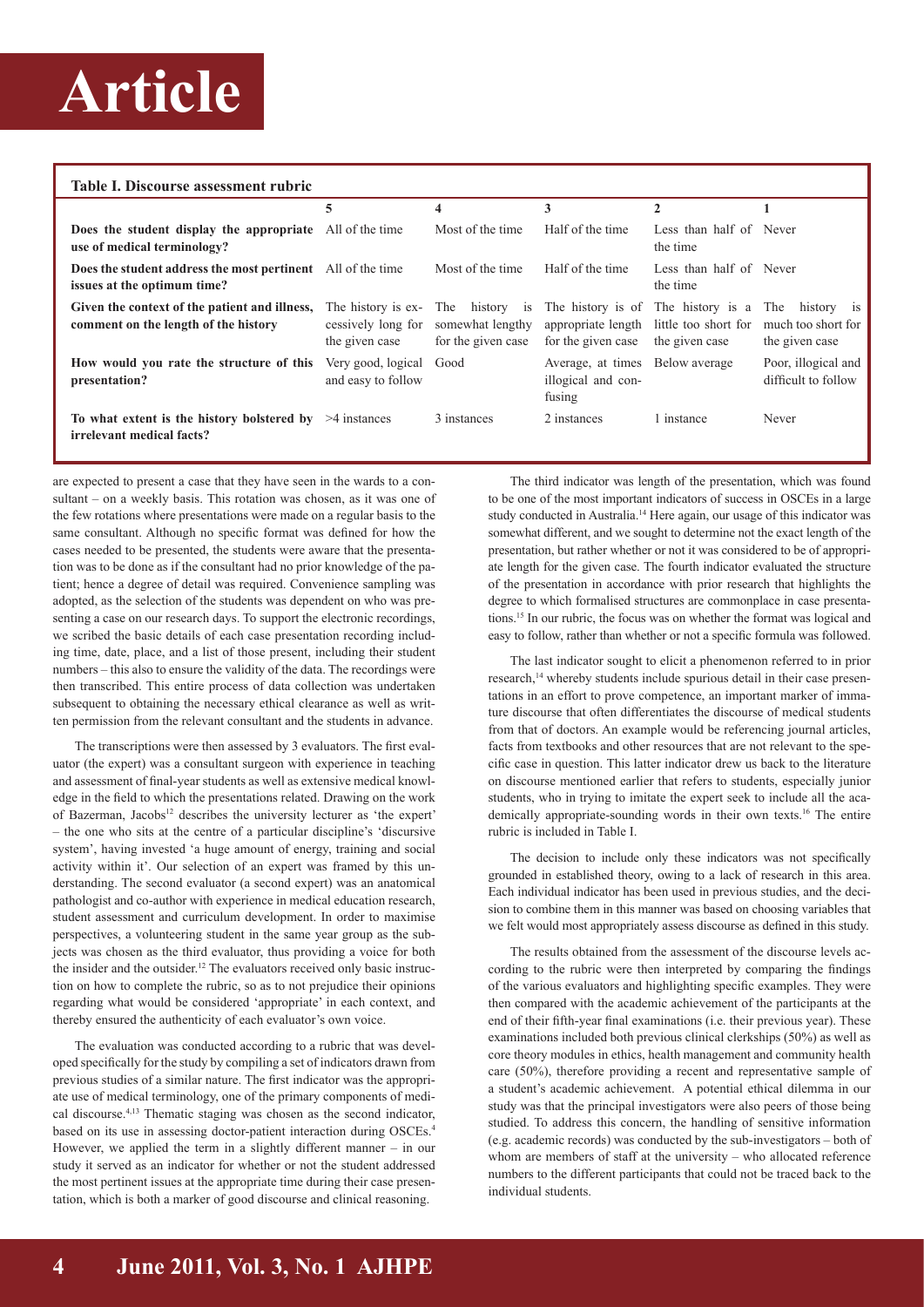**Table I. Discourse assessment rubric**

| | 5 | 4 | 3 | 2 | 1 |
|---|---|---|---|---|---|
| **Does the student display the appropriate use of medical terminology?** | All of the time | Most of the time | Half of the time | Less than half of the time | Never |
| **Does the student address the most pertinent issues at the optimum time?** | All of the time | Most of the time | Half of the time | Less than half of the time | Never |
| **Given the context of the patient and illness, comment on the length of the history** | The history is excessively long for the given case | The history is somewhat lengthy for the given case | The history is of appropriate length for the given case | The history is a little too short for the given case | The history is much too short for the given case |
| **How would you rate the structure of this presentation?** | Very good, logical and easy to follow | Good | Average, at times illogical and confusing | Below average | Poor, illogical and difficult to follow |
| **To what extent is the history bolstered by irrelevant medical facts?** | >4 instances | 3 instances | 2 instances | 1 instance | Never |

are expected to present a case that they have seen in the wards to a consultant – on a weekly basis. This rotation was chosen, as it was one of the few rotations where presentations were made on a regular basis to the same consultant. Although no specific format was defined for how the cases needed to be presented, the students were aware that the presentation was to be done as if the consultant had no prior knowledge of the patient; hence a degree of detail was required. Convenience sampling was adopted, as the selection of the students was dependent on who was presenting a case on our research days. To support the electronic recordings, we scribed the basic details of each case presentation recording including time, date, place, and a list of those present, including their student numbers – this also to ensure the validity of the data. The recordings were then transcribed. This entire process of data collection was undertaken subsequent to obtaining the necessary ethical clearance as well as written permission from the relevant consultant and the students in advance.

The transcriptions were then assessed by 3 evaluators. The first evaluator (the expert) was a consultant surgeon with experience in teaching and assessment of final-year students as well as extensive medical knowledge in the field to which the presentations related. Drawing on the work of Bazerman, Jacobs[12] describes the university lecturer as 'the expert' – the one who sits at the centre of a particular discipline's 'discursive system', having invested 'a huge amount of energy, training and social activity within it'. Our selection of an expert was framed by this understanding. The second evaluator (a second expert) was an anatomical pathologist and co-author with experience in medical education research, student assessment and curriculum development. In order to maximise perspectives, a volunteering student in the same year group as the subjects was chosen as the third evaluator, thus providing a voice for both the insider and the outsider.[12] The evaluators received only basic instruction on how to complete the rubric, so as not to prejudice their opinions regarding what would be considered 'appropriate' in each context, and thereby ensured the authenticity of each evaluator's own voice.

The evaluation was conducted according to a rubric that was developed specifically for the study by compiling a set of indicators drawn from previous studies of a similar nature. The first indicator was the appropriate use of medical terminology, one of the primary components of medical discourse.[4,13] Thematic staging was chosen as the second indicator, based on its use in assessing doctor-patient interaction during OSCEs.[4] However, we applied the term in a slightly different manner – in our study it served as an indicator for whether or not the student addressed the most pertinent issues at the appropriate time during their case presentation, which is both a marker of good discourse and clinical reasoning.

The third indicator was length of the presentation, which was found to be one of the most important indicators of success in OSCEs in a large study conducted in Australia.[14] Here again, our usage of this indicator was somewhat different, and we sought to determine not the exact length of the presentation, but rather whether or not it was considered to be of appropriate length for the given case. The fourth indicator evaluated the structure of the presentation in accordance with prior research that highlights the degree to which formalised structures are commonplace in case presentations.[15] In our rubric, the focus was on whether the format was logical and easy to follow, rather than whether or not a specific formula was followed.

The last indicator sought to elicit a phenomenon referred to in prior research,[14] whereby students include spurious detail in their case presentations in an effort to prove competence, an important marker of immature discourse that often differentiates the discourse of medical students from that of doctors. An example would be referencing journal articles, facts from textbooks and other resources that are not relevant to the specific case in question. This latter indicator drew us back to the literature on discourse mentioned earlier that refers to students, especially junior students, who in trying to imitate the expert seek to include all the academically appropriate-sounding words in their own texts.[16] The entire rubric is included in Table I.

The decision to include only these indicators was not specifically grounded in established theory, owing to a lack of research in this area. Each individual indicator has been used in previous studies, and the decision to combine them in this manner was based on choosing variables that we felt would most appropriately assess discourse as defined in this study.

The results obtained from the assessment of the discourse levels according to the rubric were then interpreted by comparing the findings of the various evaluators and highlighting specific examples. They were then compared with the academic achievement of the participants at the end of their fifth-year final examinations (i.e. their previous year). These examinations included both previous clinical clerkships (50%) as well as core theory modules in ethics, health management and community health care (50%), therefore providing a recent and representative sample of a student's academic achievement. A potential ethical dilemma in our study was that the principal investigators were also peers of those being studied. To address this concern, the handling of sensitive information (e.g. academic records) was conducted by the sub-investigators – both of whom are members of staff at the university – who allocated reference numbers to the different participants that could not be traced back to the individual students.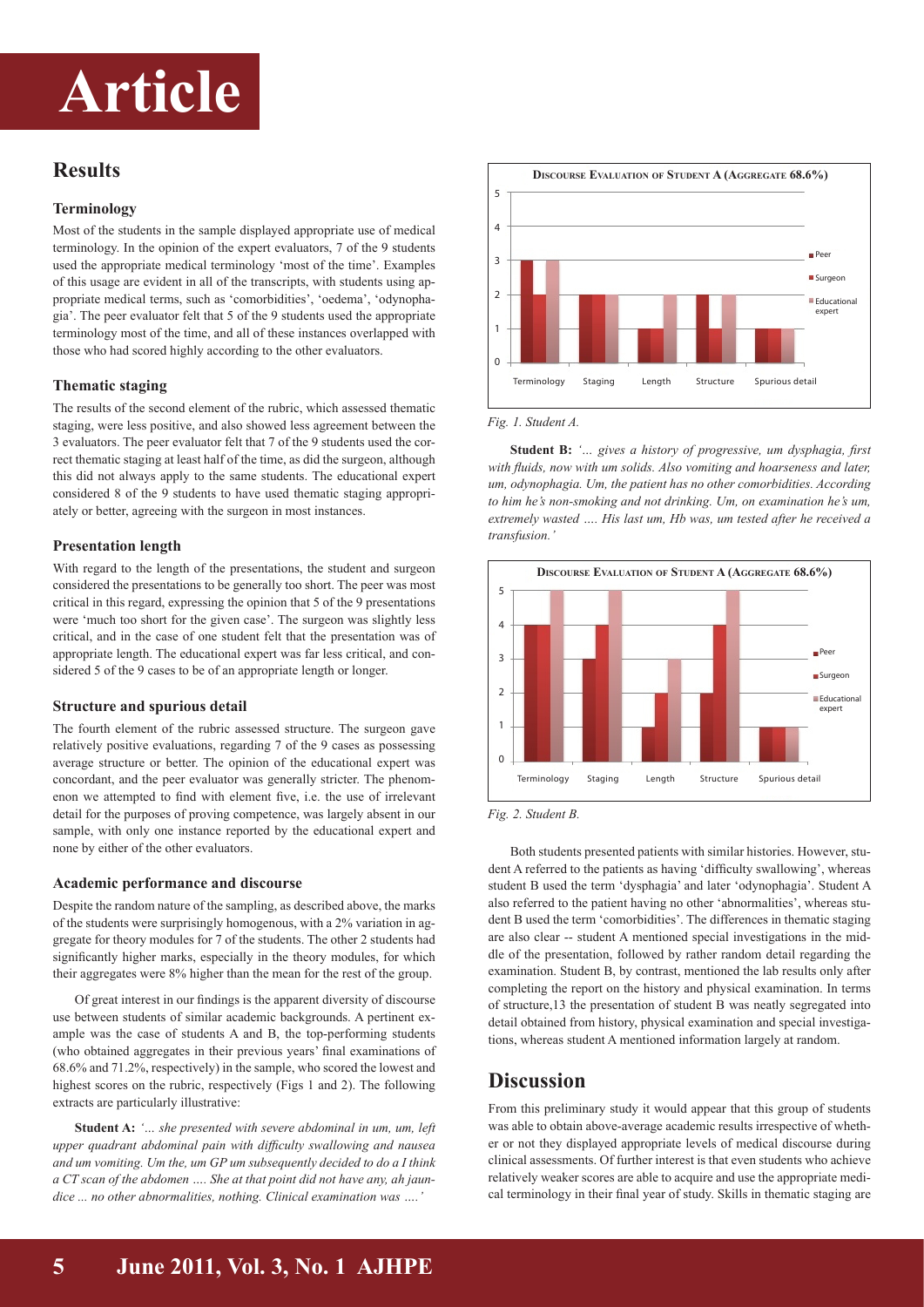# Results

### Terminology

Most of the students in the sample displayed appropriate use of medical terminology. In the opinion of the expert evaluators, 7 of the 9 students used the appropriate medical terminology 'most of the time'. Examples of this usage are evident in all of the transcripts, with students using appropriate medical terms, such as 'comorbidities', 'oedema', 'odynophagia'. The peer evaluator felt that 5 of the 9 students used the appropriate terminology most of the time, and all of these instances overlapped with those who had scored highly according to the other evaluators.

### Thematic staging

The results of the second element of the rubric, which assessed thematic staging, were less positive, and also showed less agreement between the 3 evaluators. The peer evaluator felt that 7 of the 9 students used the correct thematic staging at least half of the time, as did the surgeon, although this did not always apply to the same students. The educational expert considered 8 of the 9 students to have used thematic staging appropriately or better, agreeing with the surgeon in most instances.

### Presentation length

With regard to the length of the presentations, the student and surgeon considered the presentations to be generally too short. The peer was most critical in this regard, expressing the opinion that 5 of the 9 presentations were 'much too short for the given case'. The surgeon was slightly less critical, and in the case of one student felt that the presentation was of appropriate length. The educational expert was far less critical, and considered 5 of the 9 cases to be of an appropriate length or longer.

### Structure and spurious detail

The fourth element of the rubric assessed structure. The surgeon gave relatively positive evaluations, regarding 7 of the 9 cases as possessing average structure or better. The opinion of the educational expert was concordant, and the peer evaluator was generally stricter. The phenomenon we attempted to find with element five, i.e. the use of irrelevant detail for the purposes of proving competence, was largely absent in our sample, with only one instance reported by the educational expert and none by either of the other evaluators.

### Academic performance and discourse

Despite the random nature of the sampling, as described above, the marks of the students were surprisingly homogenous, with a 2% variation in aggregate for theory modules for 7 of the students. The other 2 students had significantly higher marks, especially in the theory modules, for which their aggregates were 8% higher than the mean for the rest of the group.

Of great interest in our findings is the apparent diversity of discourse use between students of similar academic backgrounds. A pertinent example was the case of students A and B, the top-performing students (who obtained aggregates in their previous years' final examinations of 68.6% and 71.2%, respectively) in the sample, who scored the lowest and highest scores on the rubric, respectively (Figs 1 and 2). The following extracts are particularly illustrative:

**Student A:** *'... she presented with severe abdominal in um, um, left upper quadrant abdominal pain with difficulty swallowing and nausea and um vomiting. Um the, um GP um subsequently decided to do a I think a CT scan of the abdomen .... She at that point did not have any, ah jaundice ... no other abnormalities, nothing. Clinical examination was ....'*

**Discourse Evaluation of Student A (Aggregate 68.6%)**

| | Peer | Surgeon | Educational expert |
|---|---|---|---|
| Terminology | 3 | 2 | 3 |
| Staging | 2 | 2 | 2 |
| Length | 1 | 1 | 2 |
| Structure | 2 | 1 | 2 |
| Spurious detail | 1 | 1 | 1 |

*Fig. 1. Student A.*

**Student B:** *'... gives a history of progressive, um dysphagia, first with fluids, now with um solids. Also vomiting and hoarseness and later, um, odynophagia. Um, the patient has no other comorbidities. According to him he's non-smoking and not drinking. Um, on examination he's um, extremely wasted .... His last um, Hb was, um tested after he received a transfusion.'*

**Discourse Evaluation of Student A (Aggregate 68.6%)**

| | Peer | Surgeon | Educational expert |
|---|---|---|---|
| Terminology | 4 | 4 | 5 |
| Staging | 3 | 4 | 5 |
| Length | 1 | 2 | 3 |
| Structure | 2 | 4 | 5 |
| Spurious detail | 1 | 1 | 1 |

*Fig. 2. Student B.*

Both students presented patients with similar histories. However, student A referred to the patients as having 'difficulty swallowing', whereas student B used the term 'dysphagia' and later 'odynophagia'. Student A also referred to the patient having no other 'abnormalities', whereas student B used the term 'comorbidities'. The differences in thematic staging are also clear -- student A mentioned special investigations in the middle of the presentation, followed by rather random detail regarding the examination. Student B, by contrast, mentioned the lab results only after completing the report on the history and physical examination. In terms of structure,13 the presentation of student B was neatly segregated into detail obtained from history, physical examination and special investigations, whereas student A mentioned information largely at random.

# Discussion

From this preliminary study it would appear that this group of students was able to obtain above-average academic results irrespective of whether or not they displayed appropriate levels of medical discourse during clinical assessments. Of further interest is that even students who achieve relatively weaker scores are able to acquire and use the appropriate medical terminology in their final year of study. Skills in thematic staging are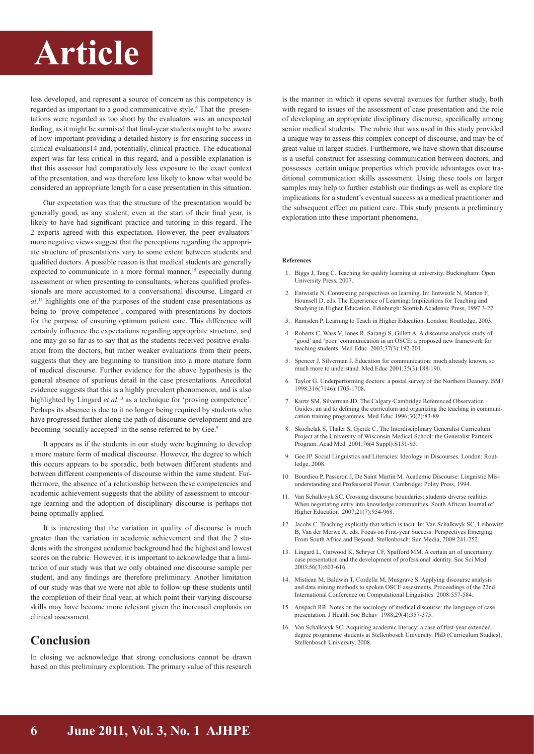less developed, and represent a source of concern as this competency is regarded as important to a good communicative style.[4] That the presentations were regarded as too short by the evaluators was an unexpected finding, as it might be surmised that final-year students ought to be aware of how important providing a detailed history is for ensuring success in clinical evaluations14 and, potentially, clinical practice. The educational expert was far less critical in this regard, and a possible explanation is that this assessor had comparatively less exposure to the exact context of the presentation, and was therefore less likely to know what would be considered an appropriate length for a case presentation in this situation.

Our expectation was that the structure of the presentation would be generally good, as any student, even at the start of their final year, is likely to have had significant practice and tutoring in this regard. The 2 experts agreed with this expectation. However, the peer evaluators' more negative views suggest that the perceptions regarding the appropriate structure of presentations vary to some extent between students and qualified doctors. A possible reason is that medical students are generally expected to communicate in a more formal manner,[15] especially during assessment or when presenting to consultants, whereas qualified professionals are more accustomed to a conversational discourse. Lingard *et al*.[13] highlights one of the purposes of the student case presentations as being to 'prove competence', compared with presentations by doctors for the purpose of ensuring optimum patient care. This difference will certainly influence the expectations regarding appropriate structure, and one may go so far as to say that as the students received positive evaluation from the doctors, but rather weaker evaluations from their peers, suggests that they are beginning to transition into a more mature form of medical discourse. Further evidence for the above hypothesis is the general absence of spurious detail in the case presentations. Anecdotal evidence suggests that this is a highly prevalent phenomenon, and is also highlighted by Lingard *et al*.[13] as a technique for 'proving competence'. Perhaps its absence is due to it no longer being required by students who have progressed further along the path of discourse development and are becoming 'socially accepted' in the sense referred to by Gee.[9]

It appears as if the students in our study were beginning to develop a more mature form of medical discourse. However, the degree to which this occurs appears to be sporadic, both between different students and between different components of discourse within the same student. Furthermore, the absence of a relationship between these competencies and academic achievement suggests that the ability of assessment to encourage learning and the adoption of disciplinary discourse is perhaps not being optimally applied.

It is interesting that the variation in quality of discourse is much greater than the variation in academic achievement and that the 2 students with the strongest academic background had the highest and lowest scores on the rubric. However, it is important to acknowledge that a limitation of our study was that we only obtained one discourse sample per student, and any findings are therefore preliminary. Another limitation of our study was that we were not able to follow up these students until the completion of their final year, at which point their varying discourse skills may have become more relevant given the increased emphasis on clinical assessment.

## Conclusion

In closing we acknowledge that strong conclusions cannot be drawn based on this preliminary exploration. The primary value of this research is the manner in which it opens several avenues for further study, both with regard to issues of the assessment of case presentation and the role of developing an appropriate disciplinary discourse, specifically among senior medical students. The rubric that was used in this study provided a unique way to assess this complex concept of discourse, and may be of great value in larger studies. Furthermore, we have shown that discourse is a useful construct for assessing communication between doctors, and possesses certain unique properties which provide advantages over traditional communication skills assessment. Using these tools on larger samples may help to further establish our findings as well as explore the implications for a student's eventual success as a medical practitioner and the subsequent effect on patient care. This study presents a preliminary exploration into these important phenomena.

#### References

1. Biggs J, Tang C. Teaching for quality learning at university. Buckingham: Open University Press, 2007.
2. Entwistle N. Contrasting perspectives on learning. In: Entwistle N, Marton F, Hounsell D, eds. The Experience of Learning: Implications for Teaching and Studying in Higher Education. Edinburgh: Scottish Academic Press, 1997:3-22.
3. Ramsden P. Learning to Teach in Higher Education. London: Routledge, 2003.
4. Roberts C, Wass V, Jones R, Sarangi S, Gillett A. A discourse analysis study of 'good' and 'poor' communication in an OSCE: a proposed new framework for teaching students. Med Educ 2003;37(3):192-201.
5. Spencer J, Silverman J. Education for communication: much already known, so much more to understand. Med Educ 2001;35(3):188-190.
6. Taylor G. Underperforming doctors: a postal survey of the Northern Deanery. BMJ 1998;316(7146):1705-1708.
7. Kurtz SM, Silverman JD. The Calgary-Cambridge Referenced Observation Guides: an aid to defining the curriculum and organizing the teaching in communication training programmes. Med Educ 1996;30(2):83-89.
8. Skochelak S, Thaler S, Gjerde C. The Interdisciplinary Generalist Curriculum Project at the University of Wisconsin Medical School: the Generalist Partners Program. Acad Med 2001;76(4 Suppl):S131-S3.
9. Gee JP. Social Linguistics and Literacies: Ideology in Discourses. London: Routledge, 2008.
10. Bourdieu P, Passeron J, De Saint Martin M. Academic Discourse: Linguistic Misunderstanding and Professorial Power. Cambridge: Polity Press, 1994.
11. Van Schalkwyk SC. Crossing discourse boundaries: students diverse realities When negotiating entry into knowledge communities. South African Journal of Higher Education 2007;21(7):954-968.
12. Jacobs C. Teaching explicitly that which is tacit. In: Van Schalkwyk SC, Leibowitz B, Van der Merwe A, eds. Focus on First-year Success: Perspectives Emerging From South Africa and Beyond. Stellenbosch: Sun Media, 2009:241-252.
13. Lingard L, Garwood K, Schryer CF, Spafford MM. A certain art of uncertainty: case presentation and the development of professional identity. Soc Sci Med 2003;56(3):603-616.
14. Mistican M, Baldwin T, Cordella M, Musgrave S. Applying discourse analysis and data mining methods to spoken OSCE assesments. Proceedings of the 22nd International Conference on Computational Linguistics 2008:557-584.
15. Anspach RR. Notes on the sociology of medical discourse: the language of case presentation. J Health Soc Behav 1988;29(4):357-375.
16. Van Schalkwyk SC. Acquiring academic literacy: a case of first-year extended degree programme students at Stellenbosch University. PhD (Curriculum Studies), Stellenbosch University, 2008.